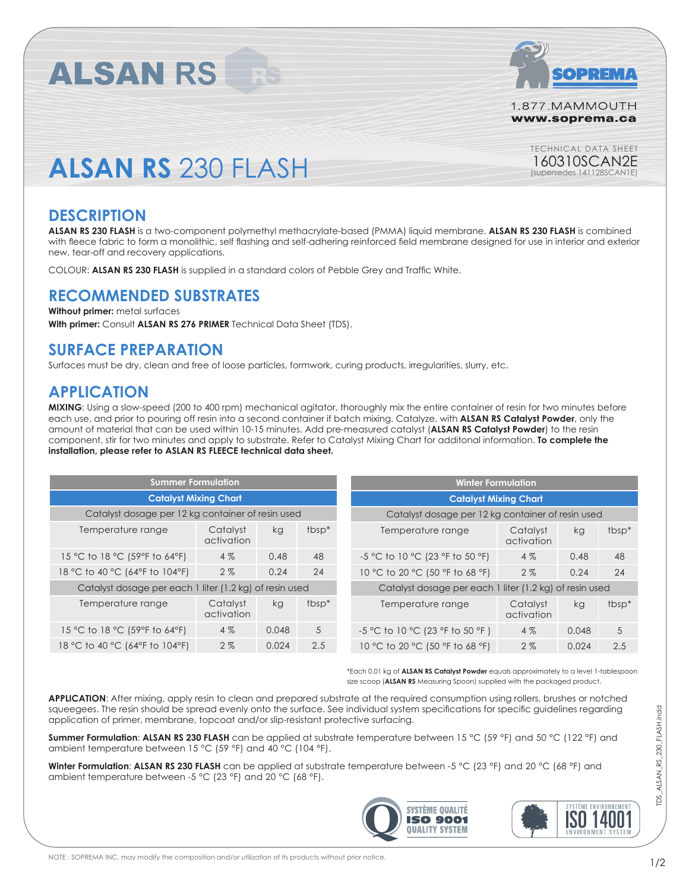# ALSAN RS

SOPREMA

1.877.MAMMOUTH
www.soprema.ca

TECHNICAL DATA SHEET
160310SCAN2E
(supersedes 141128SCAN1E)

# ALSAN RS 230 FLASH

## DESCRIPTION

**ALSAN RS 230 FLASH** is a two-component polymethyl methacrylate-based (PMMA) liquid membrane. **ALSAN RS 230 FLASH** is combined with fleece fabric to form a monolithic, self flashing and self-adhering reinforced field membrane designed for use in interior and exterior new, tear-off and recovery applications.

COLOUR: **ALSAN RS 230 FLASH** is supplied in a standard colors of Pebble Grey and Traffic White.

## RECOMMENDED SUBSTRATES

**Without primer:** metal surfaces
**With primer:** Consult **ALSAN RS 276 PRIMER** Technical Data Sheet (TDS).

## SURFACE PREPARATION

Surfaces must be dry, clean and free of loose particles, formwork, curing products, irregularities, slurry, etc.

## APPLICATION

**MIXING**: Using a slow-speed (200 to 400 rpm) mechanical agitator, thoroughly mix the entire container of resin for two minutes before each use, and prior to pouring off resin into a second container if batch mixing. Catalyze, with **ALSAN RS Catalyst Powder**, only the amount of material that can be used within 10-15 minutes. Add pre-measured catalyst (**ALSAN RS Catalyst Powder**) to the resin component, stir for two minutes and apply to substrate. Refer to Catalyst Mixing Chart for additonal information. **To complete the installation, please refer to ASLAN RS FLEECE technical data sheet.**

| Summer Formulation | | | |
|---|---|---|---|
| Catalyst Mixing Chart | | | |
| Catalyst dosage per 12 kg container of resin used | | | |
| Temperature range | Catalyst activation | kg | tbsp* |
| 15 °C to 18 °C (59°F to 64°F) | 4 % | 0.48 | 48 |
| 18 °C to 40 °C (64°F to 104°F) | 2 % | 0.24 | 24 |
| Catalyst dosage per each 1 liter (1.2 kg) of resin used | | | |
| Temperature range | Catalyst activation | kg | tbsp* |
| 15 °C to 18 °C (59°F to 64°F) | 4 % | 0.048 | 5 |
| 18 °C to 40 °C (64°F to 104°F) | 2 % | 0.024 | 2.5 |

| Winter Formulation | | | |
|---|---|---|---|
| Catalyst Mixing Chart | | | |
| Catalyst dosage per 12 kg container of resin used | | | |
| Temperature range | Catalyst activation | kg | tbsp* |
| -5 °C to 10 °C (23 °F to 50 °F) | 4 % | 0.48 | 48 |
| 10 °C to 20 °C (50 °F to 68 °F) | 2 % | 0.24 | 24 |
| Catalyst dosage per each 1 liter (1.2 kg) of resin used | | | |
| Temperature range | Catalyst activation | kg | tbsp* |
| -5 °C to 10 °C (23 °F to 50 °F ) | 4 % | 0.048 | 5 |
| 10 °C to 20 °C (50 °F to 68 °F) | 2 % | 0.024 | 2.5 |

*Each 0.01 kg of **ALSAN RS Catalyst Powder** equals approximately to a level 1-tablespoon size scoop (**ALSAN RS** Measuring Spoon) supplied with the packaged product.

**APPLICATION**: After mixing, apply resin to clean and prepared substrate at the required consumption using rollers, brushes or notched squeegees. The resin should be spread evenly onto the surface. See individual system specifications for specific guidelines regarding application of primer, membrane, topcoat and/or slip-resistant protective surfacing.

**Summer Formulation**: **ALSAN RS 230 FLASH** can be applied at substrate temperature between 15 °C (59 °F) and 50 °C (122 °F) and ambient temperature between 15 °C (59 °F) and 40 °C (104 °F).

**Winter Formulation**: **ALSAN RS 230 FLASH** can be applied at substrate temperature between -5 °C (23 °F) and 20 °C (68 °F) and ambient temperature between -5 °C (23 °F) and 20 °C (68 °F).

SYSTÈME QUALITÉ ISO 9001 QUALITY SYSTEM

SYSTÈME ENVIRONNEMENT ISO 14001 ENVIRONMENT SYSTEM

NOTE : SOPREMA INC. may modify the composition and/or utilization of its products without prior notice.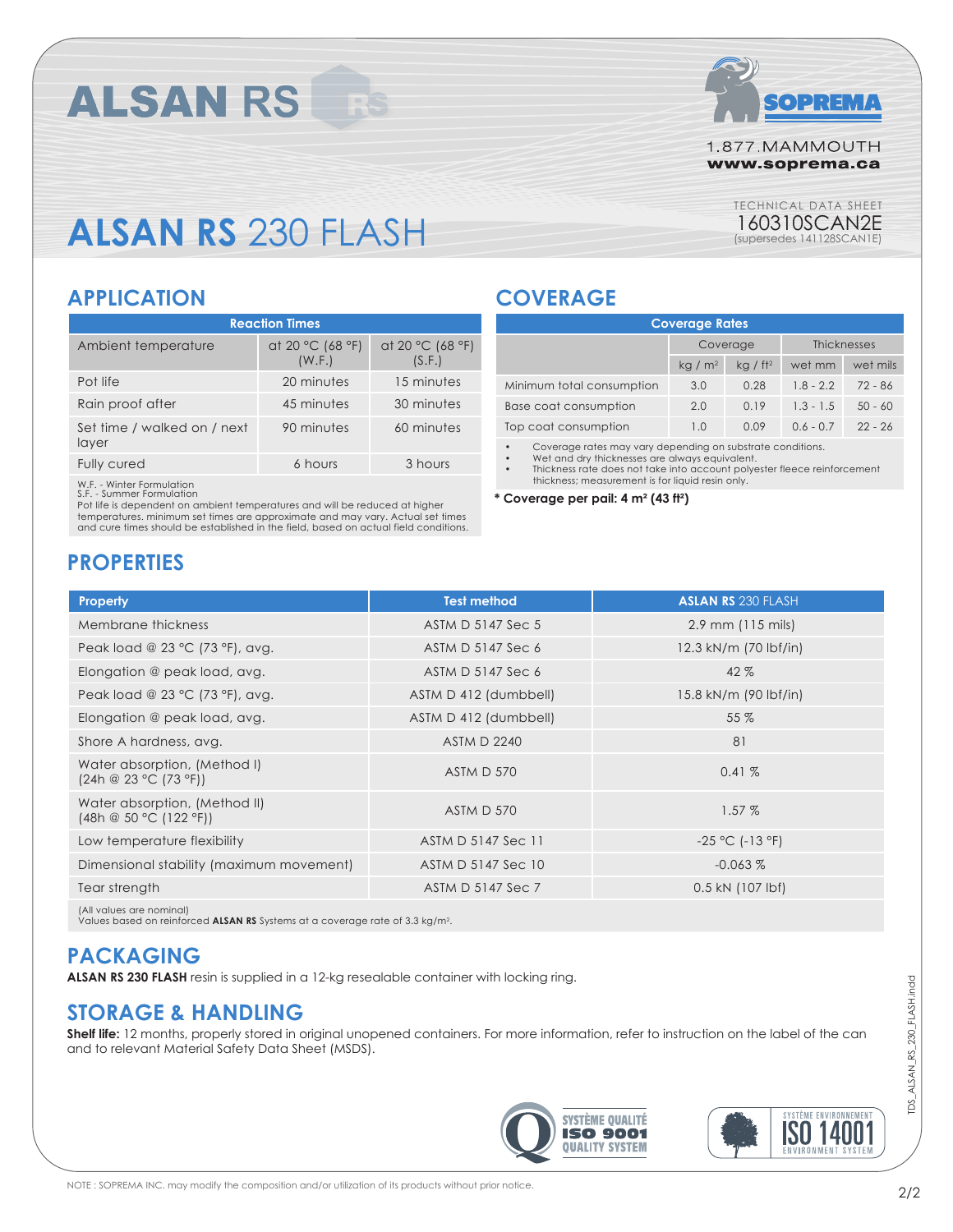# ALSAN RS

SOPREMA

1.877.MAMMOUTH
www.soprema.ca

TECHNICAL DATA SHEET
160310SCAN2E
(supersedes 141128SCAN1E)

# ALSAN RS 230 FLASH

## APPLICATION

| Reaction Times | | |
|---|---|---|
| Ambient temperature | at 20 °C (68 °F) (W.F.) | at 20 °C (68 °F) (S.F.) |
| Pot life | 20 minutes | 15 minutes |
| Rain proof after | 45 minutes | 30 minutes |
| Set time / walked on / next layer | 90 minutes | 60 minutes |
| Fully cured | 6 hours | 3 hours |

W.F. - Winter Formulation
S.F. - Summer Formulation
Pot life is dependent on ambient temperatures and will be reduced at higher temperatures. minimum set times are approximate and may vary. Actual set times and cure times should be established in the field, based on actual field conditions.

## COVERAGE

| Coverage Rates | | | | |
|---|---|---|---|---|
| | Coverage | | Thicknesses | |
| | kg / m² | kg / ft² | wet mm | wet mils |
| Minimum total consumption | 3.0 | 0.28 | 1.8 - 2.2 | 72 - 86 |
| Base coat consumption | 2.0 | 0.19 | 1.3 - 1.5 | 50 - 60 |
| Top coat consumption | 1.0 | 0.09 | 0.6 - 0.7 | 22 - 26 |

- Coverage rates may vary depending on substrate conditions.
- Wet and dry thicknesses are always equivalent.
- Thickness rate does not take into account polyester fleece reinforcement thickness; measurement is for liquid resin only.

**\* Coverage per pail: 4 m² (43 ft²)**

## PROPERTIES

| Property | Test method | ASLAN RS 230 FLASH |
|---|---|---|
| Membrane thickness | ASTM D 5147 Sec 5 | 2.9 mm (115 mils) |
| Peak load @ 23 °C (73 °F), avg. | ASTM D 5147 Sec 6 | 12.3 kN/m (70 lbf/in) |
| Elongation @ peak load, avg. | ASTM D 5147 Sec 6 | 42 % |
| Peak load @ 23 °C (73 °F), avg. | ASTM D 412 (dumbbell) | 15.8 kN/m (90 lbf/in) |
| Elongation @ peak load, avg. | ASTM D 412 (dumbbell) | 55 % |
| Shore A hardness, avg. | ASTM D 2240 | 81 |
| Water absorption, (Method I) (24h @ 23 °C (73 °F)) | ASTM D 570 | 0.41 % |
| Water absorption, (Method II) (48h @ 50 °C (122 °F)) | ASTM D 570 | 1.57 % |
| Low temperature flexibility | ASTM D 5147 Sec 11 | -25 °C (-13 °F) |
| Dimensional stability (maximum movement) | ASTM D 5147 Sec 10 | -0.063 % |
| Tear strength | ASTM D 5147 Sec 7 | 0.5 kN (107 lbf) |

(All values are nominal)
Values based on reinforced **ALSAN RS** Systems at a coverage rate of 3.3 kg/m².

## PACKAGING

**ALSAN RS 230 FLASH** resin is supplied in a 12-kg resealable container with locking ring.

## STORAGE & HANDLING

**Shelf life:** 12 months, properly stored in original unopened containers. For more information, refer to instruction on the label of the can and to relevant Material Safety Data Sheet (MSDS).

SYSTÈME QUALITÉ ISO 9001 QUALITY SYSTEM

SYSTÈME ENVIRONNEMENT ISO 14001 ENVIRONMENT SYSTEM

NOTE : SOPREMA INC. may modify the composition and/or utilization of its products without prior notice.